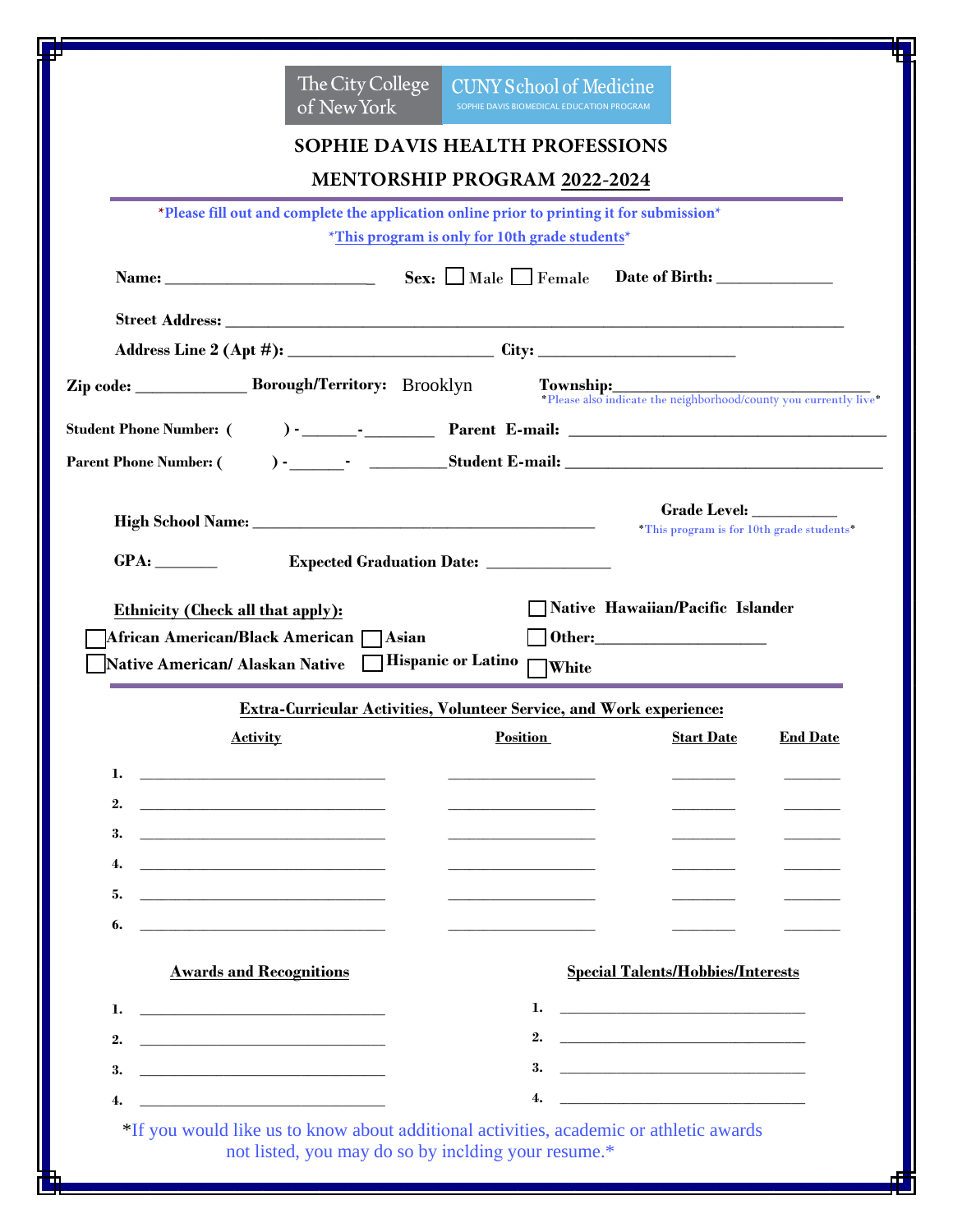The City College of New York | CUNY School of Medicine
SOPHIE DAVIS BIOMEDICAL EDUCATION PROGRAM

# SOPHIE DAVIS HEALTH PROFESSIONS MENTORSHIP PROGRAM 2022-2024

*Please fill out and complete the application online prior to printing it for submission*

*This program is only for 10th grade students*

**Name:** ________________________ **Sex:** ☐ Male ☐ Female **Date of Birth:** ____________

**Street Address:** ______________________________________________________________

**Address Line 2 (Apt #):** ______________________ **City:** ______________________

**Zip code:** ____________ **Borough/Territory:** Brooklyn **Township:** ______________________________
*Please also indicate the neighborhood/county you currently live*

**Student Phone Number:** ( ) - ______-________ **Parent E-mail:** ______________________________________

**Parent Phone Number:** ( ) - ______- _________ **Student E-mail:** ______________________________________

**High School Name:** ________________________________________ **Grade Level:** __________
*This program is for 10th grade students*

**GPA:** _______ **Expected Graduation Date:** ______________

**Ethnicity (Check all that apply):**

☐ African American/Black American ☐ Asian ☐ Native Hawaiian/Pacific Islander
☐ Native American/ Alaskan Native ☐ Hispanic or Latino ☐ Other: ____________________
☐ White

## Extra-Curricular Activities, Volunteer Service, and Work experience:

| | Activity | Position | Start Date | End Date |
|---|---|---|---|---|
| 1. | | | | |
| 2. | | | | |
| 3. | | | | |
| 4. | | | | |
| 5. | | | | |
| 6. | | | | |

**Awards and Recognitions**

1. ______________________________
2. ______________________________
3. ______________________________
4. ______________________________

**Special Talents/Hobbies/Interests**

1. ______________________________
2. ______________________________
3. ______________________________
4. ______________________________

*If you would like us to know about additional activities, academic or athletic awards not listed, you may do so by inclding your resume.*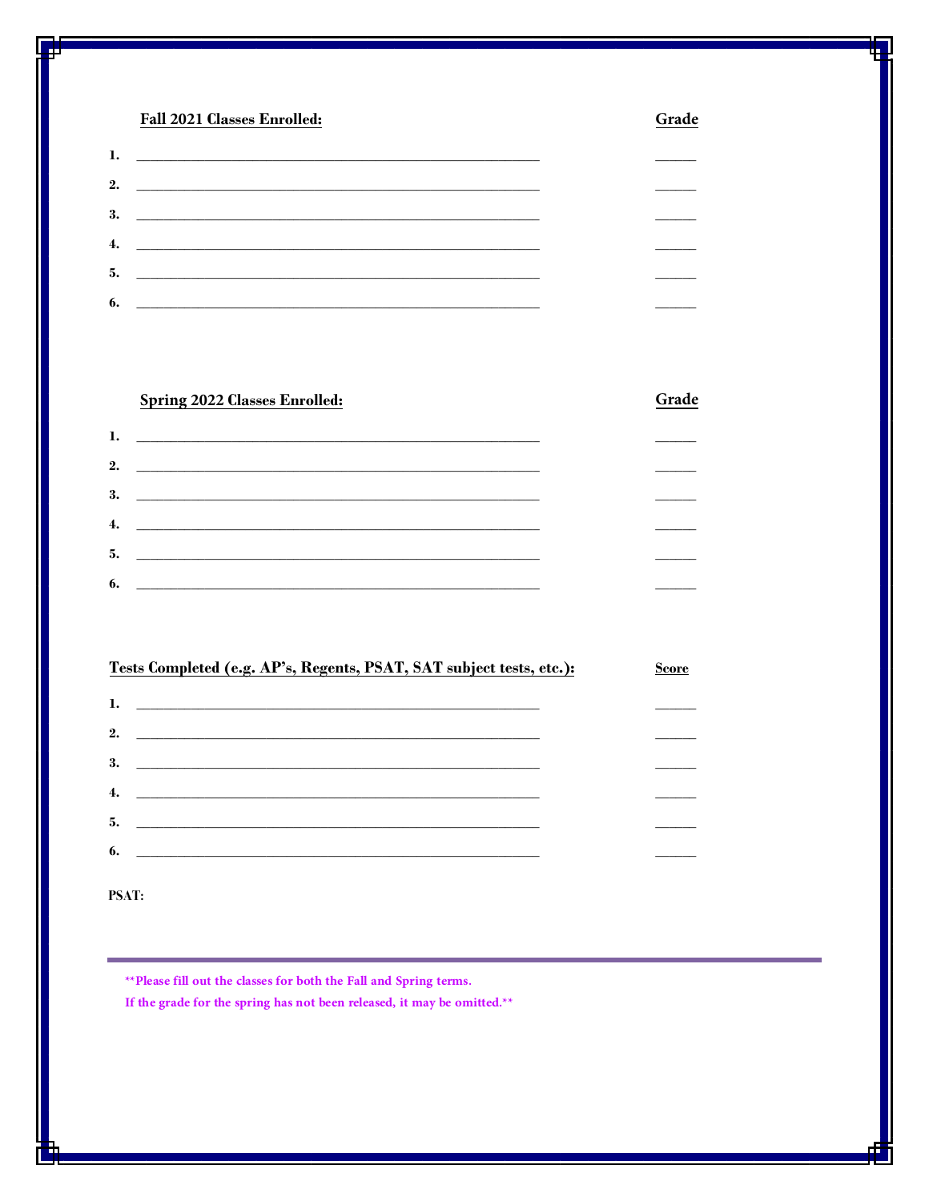| **Fall 2021 Classes Enrolled:** | **Grade** |
|---|---|
| **1.** ______________________________ | ______ |
| **2.** ______________________________ | ______ |
| **3.** ______________________________ | ______ |
| **4.** ______________________________ | ______ |
| **5.** ______________________________ | ______ |
| **6.** ______________________________ | ______ |

| **Spring 2022 Classes Enrolled:** | **Grade** |
|---|---|
| **1.** ______________________________ | ______ |
| **2.** ______________________________ | ______ |
| **3.** ______________________________ | ______ |
| **4.** ______________________________ | ______ |
| **5.** ______________________________ | ______ |
| **6.** ______________________________ | ______ |

| **Tests Completed (e.g. AP's, Regents, PSAT, SAT subject tests, etc.):** | **Score** |
|---|---|
| **1.** ______________________________ | ______ |
| **2.** ______________________________ | ______ |
| **3.** ______________________________ | ______ |
| **4.** ______________________________ | ______ |
| **5.** ______________________________ | ______ |
| **6.** ______________________________ | ______ |

**PSAT:**

---

****Please fill out the classes for both the Fall and Spring terms.**
**If the grade for the spring has not been released, it may be omitted.****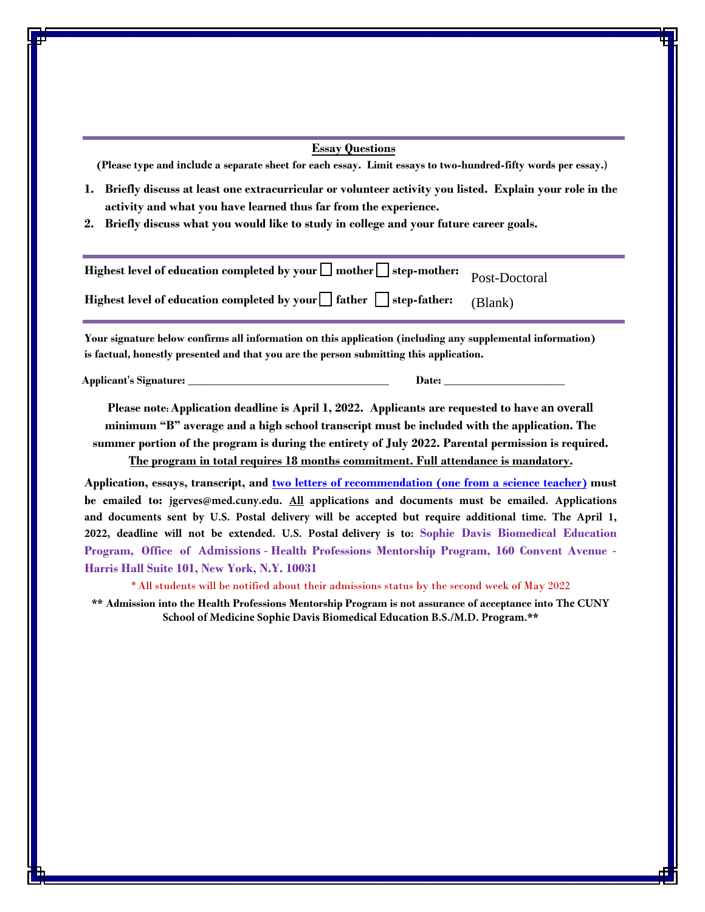**Essay Questions**

**(Please type and include a separate sheet for each essay. Limit essays to two-hundred-fifty words per essay.)**

1. **Briefly discuss at least one extracurricular or volunteer activity you listed. Explain your role in the activity and what you have learned thus far from the experience.**
2. **Briefly discuss what you would like to study in college and your future career goals.**

**Highest level of education completed by your ☐ mother ☐ step-mother:** Post-Doctoral

**Highest level of education completed by your ☐ father ☐ step-father:** (Blank)

**Your signature below confirms all information on this application (including any supplemental information) is factual, honestly presented and that you are the person submitting this application.**

**Applicant's Signature:** ____________________________________ **Date:** ______________________

**Please note: Application deadline is April 1, 2022. Applicants are requested to have an overall minimum "B" average and a high school transcript must be included with the application. The summer portion of the program is during the entirety of July 2022. Parental permission is required.** **<u>The program in total requires 18 months commitment. Full attendance is mandatory.</u>**

**Application, essays, transcript, and <u>two letters of recommendation (one from a science teacher)</u> must be emailed to: jgerves@med.cuny.edu. <u>All</u> applications and documents must be emailed. Applications and documents sent by U.S. Postal delivery will be accepted but require additional time. The April 1, 2022, deadline will not be extended. U.S. Postal delivery is to: Sophie Davis Biomedical Education Program, Office of Admissions - Health Professions Mentorship Program, 160 Convent Avenue - Harris Hall Suite 101, New York, N.Y. 10031**

* All students will be notified about their admissions status by the second week of May 2022

**** Admission into the Health Professions Mentorship Program is not assurance of acceptance into The CUNY School of Medicine Sophie Davis Biomedical Education B.S./M.D. Program.****